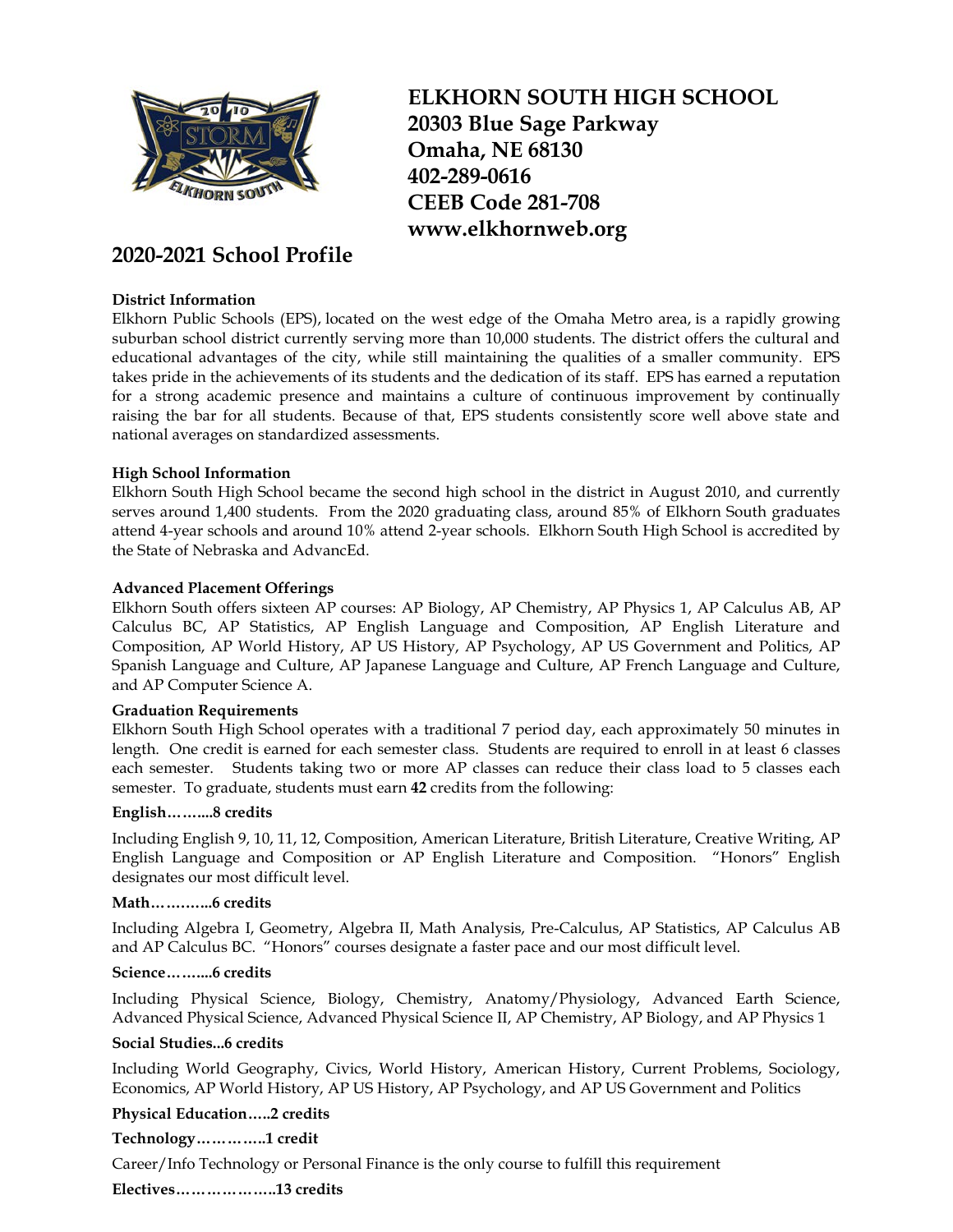# ELKHORN SOUTH HIGH SCHOOL

**20303 Blue Sage Parkway**
**Omaha, NE 68130**
**402-289-0616**
**CEEB Code 281-708**
**www.elkhornweb.org**

## 2020-2021 School Profile

**District Information**

Elkhorn Public Schools (EPS), located on the west edge of the Omaha Metro area, is a rapidly growing suburban school district currently serving more than 10,000 students. The district offers the cultural and educational advantages of the city, while still maintaining the qualities of a smaller community. EPS takes pride in the achievements of its students and the dedication of its staff. EPS has earned a reputation for a strong academic presence and maintains a culture of continuous improvement by continually raising the bar for all students. Because of that, EPS students consistently score well above state and national averages on standardized assessments.

**High School Information**

Elkhorn South High School became the second high school in the district in August 2010, and currently serves around 1,400 students. From the 2020 graduating class, around 85% of Elkhorn South graduates attend 4-year schools and around 10% attend 2-year schools. Elkhorn South High School is accredited by the State of Nebraska and AdvancEd.

**Advanced Placement Offerings**

Elkhorn South offers sixteen AP courses: AP Biology, AP Chemistry, AP Physics 1, AP Calculus AB, AP Calculus BC, AP Statistics, AP English Language and Composition, AP English Literature and Composition, AP World History, AP US History, AP Psychology, AP US Government and Politics, AP Spanish Language and Culture, AP Japanese Language and Culture, AP French Language and Culture, and AP Computer Science A.

**Graduation Requirements**

Elkhorn South High School operates with a traditional 7 period day, each approximately 50 minutes in length. One credit is earned for each semester class. Students are required to enroll in at least 6 classes each semester. Students taking two or more AP classes can reduce their class load to 5 classes each semester. To graduate, students must earn **42** credits from the following:

**English……...8 credits**

Including English 9, 10, 11, 12, Composition, American Literature, British Literature, Creative Writing, AP English Language and Composition or AP English Literature and Composition. "Honors" English designates our most difficult level.

**Math………...6 credits**

Including Algebra I, Geometry, Algebra II, Math Analysis, Pre-Calculus, AP Statistics, AP Calculus AB and AP Calculus BC. "Honors" courses designate a faster pace and our most difficult level.

**Science……...6 credits**

Including Physical Science, Biology, Chemistry, Anatomy/Physiology, Advanced Earth Science, Advanced Physical Science, Advanced Physical Science II, AP Chemistry, AP Biology, and AP Physics 1

**Social Studies...6 credits**

Including World Geography, Civics, World History, American History, Current Problems, Sociology, Economics, AP World History, AP US History, AP Psychology, and AP US Government and Politics

**Physical Education…..2 credits**

**Technology…………..1 credit**

Career/Info Technology or Personal Finance is the only course to fulfill this requirement

**Electives………………..13 credits**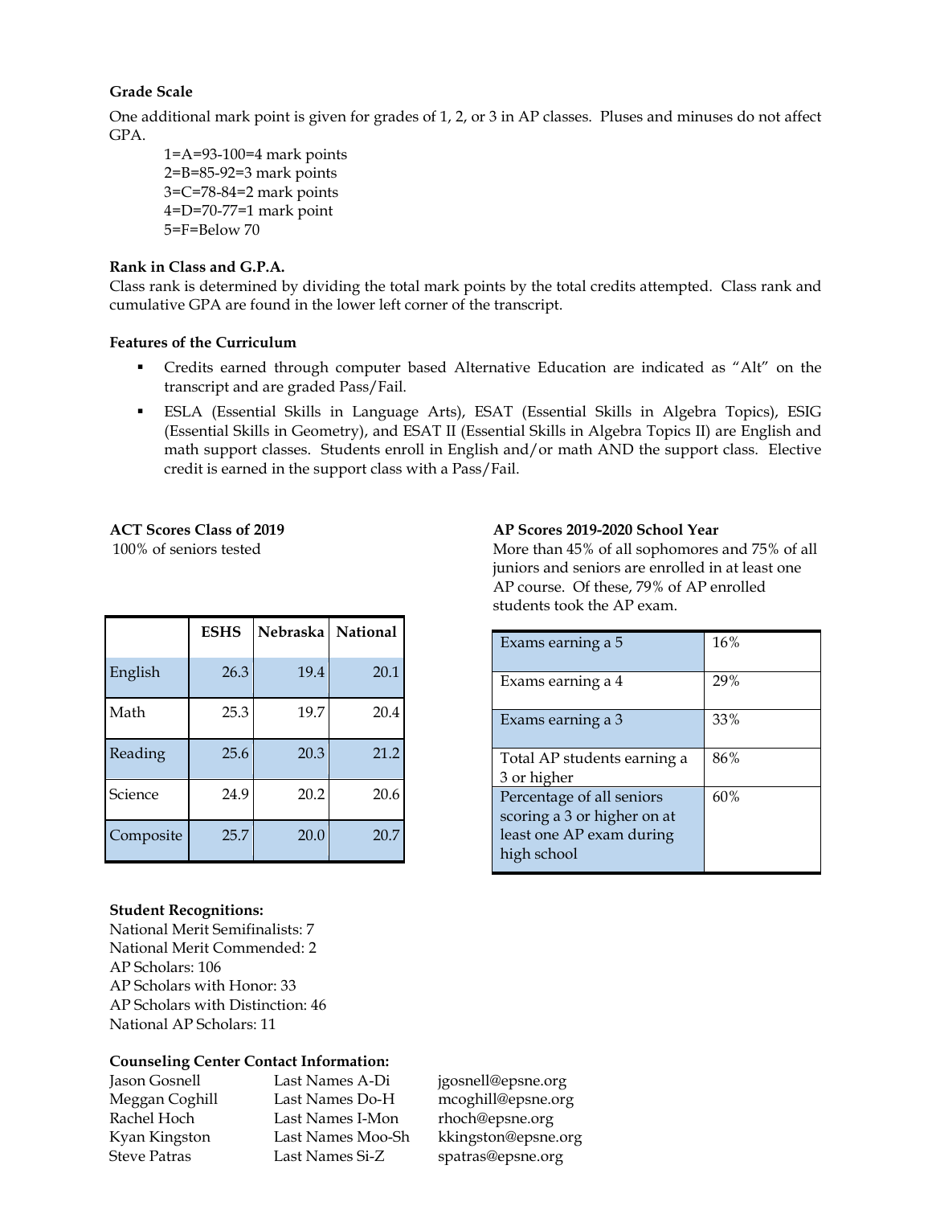**Grade Scale**

One additional mark point is given for grades of 1, 2, or 3 in AP classes. Pluses and minuses do not affect GPA.

1=A=93-100=4 mark points
2=B=85-92=3 mark points
3=C=78-84=2 mark points
4=D=70-77=1 mark point
5=F=Below 70

**Rank in Class and G.P.A.**

Class rank is determined by dividing the total mark points by the total credits attempted. Class rank and cumulative GPA are found in the lower left corner of the transcript.

**Features of the Curriculum**

- Credits earned through computer based Alternative Education are indicated as "Alt" on the transcript and are graded Pass/Fail.
- ESLA (Essential Skills in Language Arts), ESAT (Essential Skills in Algebra Topics), ESIG (Essential Skills in Geometry), and ESAT II (Essential Skills in Algebra Topics II) are English and math support classes. Students enroll in English and/or math AND the support class. Elective credit is earned in the support class with a Pass/Fail.

**ACT Scores Class of 2019**

100% of seniors tested

| | ESHS | Nebraska | National |
|---|---|---|---|
| English | 26.3 | 19.4 | 20.1 |
| Math | 25.3 | 19.7 | 20.4 |
| Reading | 25.6 | 20.3 | 21.2 |
| Science | 24.9 | 20.2 | 20.6 |
| Composite | 25.7 | 20.0 | 20.7 |

**AP Scores 2019-2020 School Year**

More than 45% of all sophomores and 75% of all juniors and seniors are enrolled in at least one AP course. Of these, 79% of AP enrolled students took the AP exam.

| | |
|---|---|
| Exams earning a 5 | 16% |
| Exams earning a 4 | 29% |
| Exams earning a 3 | 33% |
| Total AP students earning a 3 or higher | 86% |
| Percentage of all seniors scoring a 3 or higher on at least one AP exam during high school | 60% |

**Student Recognitions:**

National Merit Semifinalists: 7
National Merit Commended: 2
AP Scholars: 106
AP Scholars with Honor: 33
AP Scholars with Distinction: 46
National AP Scholars: 11

**Counseling Center Contact Information:**

| | | |
|---|---|---|
| Jason Gosnell | Last Names A-Di | jgosnell@epsne.org |
| Meggan Coghill | Last Names Do-H | mcoghill@epsne.org |
| Rachel Hoch | Last Names I-Mon | rhoch@epsne.org |
| Kyan Kingston | Last Names Moo-Sh | kkingston@epsne.org |
| Steve Patras | Last Names Si-Z | spatras@epsne.org |